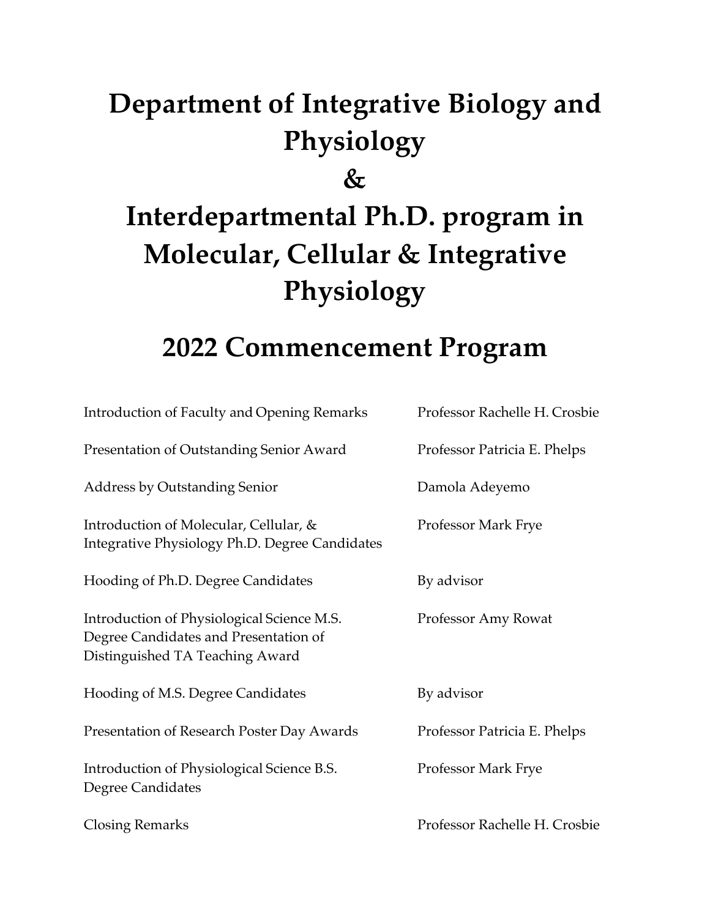# Department of Integrative Biology and Physiology

# &

# Interdepartmental Ph.D. program in Molecular, Cellular & Integrative Physiology

## 2022 Commencement Program

| | |
|---|---|
| Introduction of Faculty and Opening Remarks | Professor Rachelle H. Crosbie |
| Presentation of Outstanding Senior Award | Professor Patricia E. Phelps |
| Address by Outstanding Senior | Damola Adeyemo |
| Introduction of Molecular, Cellular, & Integrative Physiology Ph.D. Degree Candidates | Professor Mark Frye |
| Hooding of Ph.D. Degree Candidates | By advisor |
| Introduction of Physiological Science M.S. Degree Candidates and Presentation of Distinguished TA Teaching Award | Professor Amy Rowat |
| Hooding of M.S. Degree Candidates | By advisor |
| Presentation of Research Poster Day Awards | Professor Patricia E. Phelps |
| Introduction of Physiological Science B.S. Degree Candidates | Professor Mark Frye |
| Closing Remarks | Professor Rachelle H. Crosbie |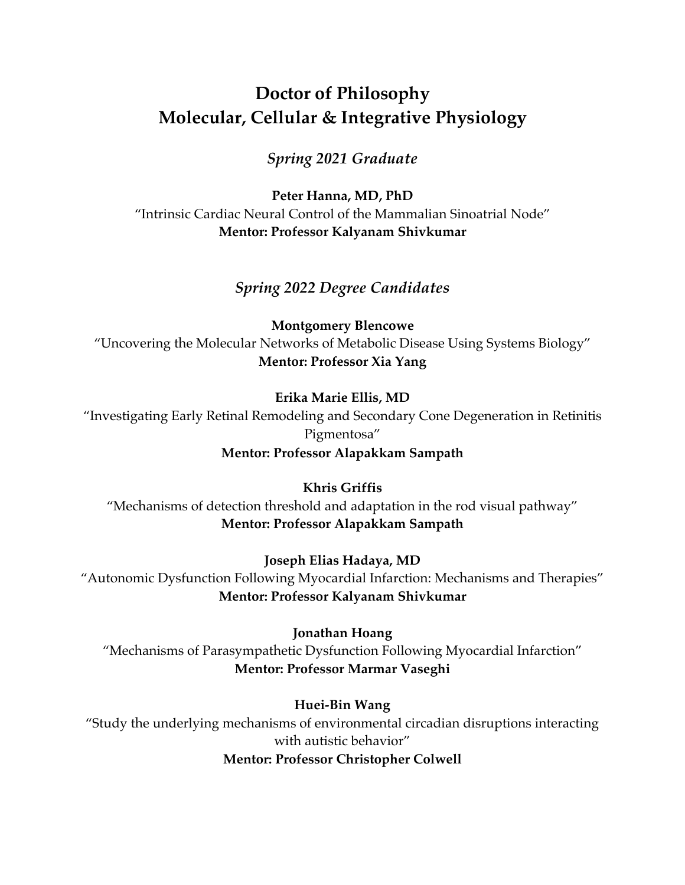# Doctor of Philosophy
# Molecular, Cellular & Integrative Physiology

## *Spring 2021 Graduate*

**Peter Hanna, MD, PhD**
"Intrinsic Cardiac Neural Control of the Mammalian Sinoatrial Node"
**Mentor: Professor Kalyanam Shivkumar**

## *Spring 2022 Degree Candidates*

**Montgomery Blencowe**
"Uncovering the Molecular Networks of Metabolic Disease Using Systems Biology"
**Mentor: Professor Xia Yang**

**Erika Marie Ellis, MD**
"Investigating Early Retinal Remodeling and Secondary Cone Degeneration in Retinitis Pigmentosa"
**Mentor: Professor Alapakkam Sampath**

**Khris Griffis**
"Mechanisms of detection threshold and adaptation in the rod visual pathway"
**Mentor: Professor Alapakkam Sampath**

**Joseph Elias Hadaya, MD**
"Autonomic Dysfunction Following Myocardial Infarction: Mechanisms and Therapies"
**Mentor: Professor Kalyanam Shivkumar**

**Jonathan Hoang**
"Mechanisms of Parasympathetic Dysfunction Following Myocardial Infarction"
**Mentor: Professor Marmar Vaseghi**

**Huei-Bin Wang**
"Study the underlying mechanisms of environmental circadian disruptions interacting with autistic behavior"
**Mentor: Professor Christopher Colwell**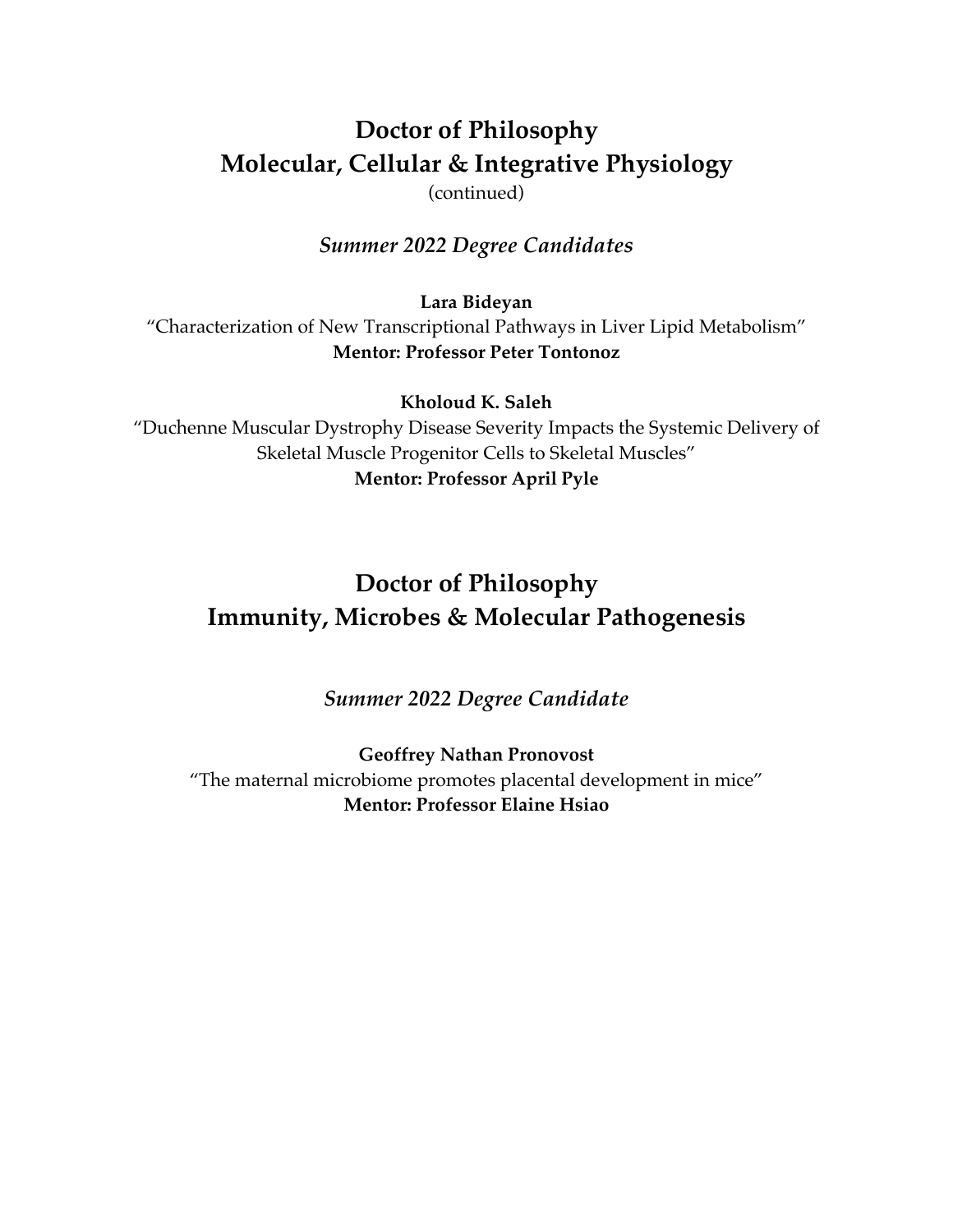# Doctor of Philosophy
# Molecular, Cellular & Integrative Physiology

(continued)

### *Summer 2022 Degree Candidates*

**Lara Bideyan**
"Characterization of New Transcriptional Pathways in Liver Lipid Metabolism"
**Mentor: Professor Peter Tontonoz**

**Kholoud K. Saleh**
"Duchenne Muscular Dystrophy Disease Severity Impacts the Systemic Delivery of Skeletal Muscle Progenitor Cells to Skeletal Muscles"
**Mentor: Professor April Pyle**

# Doctor of Philosophy
# Immunity, Microbes & Molecular Pathogenesis

### *Summer 2022 Degree Candidate*

**Geoffrey Nathan Pronovost**
"The maternal microbiome promotes placental development in mice"
**Mentor: Professor Elaine Hsiao**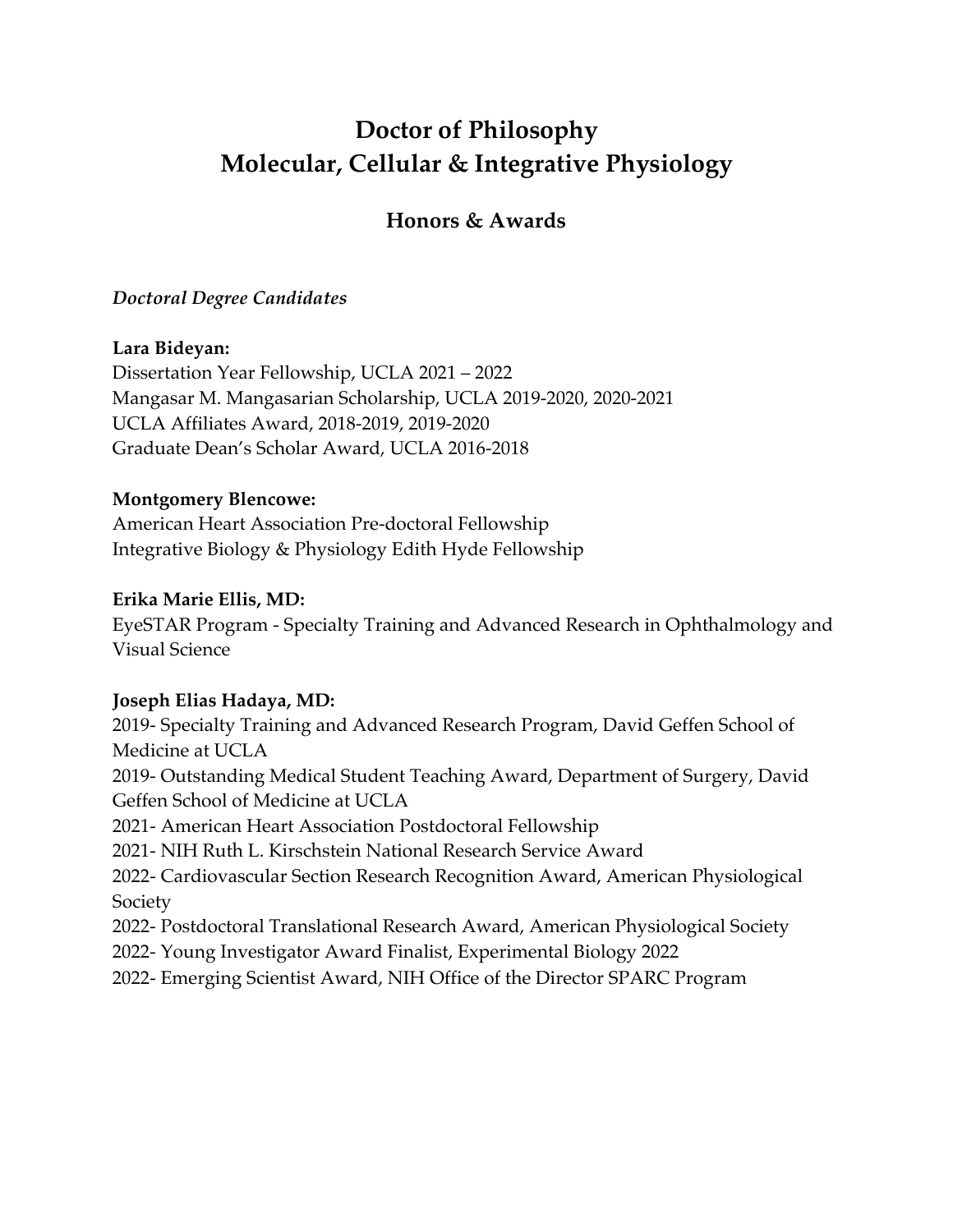# Doctor of Philosophy
# Molecular, Cellular & Integrative Physiology

## Honors & Awards

*Doctoral Degree Candidates*

**Lara Bideyan:**
Dissertation Year Fellowship, UCLA 2021 – 2022
Mangasar M. Mangasarian Scholarship, UCLA 2019-2020, 2020-2021
UCLA Affiliates Award, 2018-2019, 2019-2020
Graduate Dean's Scholar Award, UCLA 2016-2018

**Montgomery Blencowe:**
American Heart Association Pre-doctoral Fellowship
Integrative Biology & Physiology Edith Hyde Fellowship

**Erika Marie Ellis, MD:**
EyeSTAR Program - Specialty Training and Advanced Research in Ophthalmology and Visual Science

**Joseph Elias Hadaya, MD:**
2019- Specialty Training and Advanced Research Program, David Geffen School of Medicine at UCLA
2019- Outstanding Medical Student Teaching Award, Department of Surgery, David Geffen School of Medicine at UCLA
2021- American Heart Association Postdoctoral Fellowship
2021- NIH Ruth L. Kirschstein National Research Service Award
2022- Cardiovascular Section Research Recognition Award, American Physiological Society
2022- Postdoctoral Translational Research Award, American Physiological Society
2022- Young Investigator Award Finalist, Experimental Biology 2022
2022- Emerging Scientist Award, NIH Office of the Director SPARC Program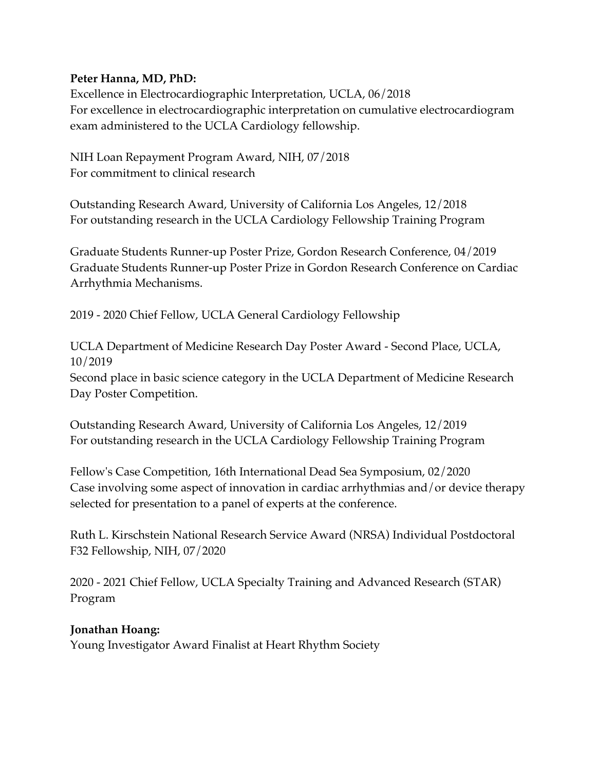**Peter Hanna, MD, PhD:**

Excellence in Electrocardiographic Interpretation, UCLA, 06/2018
For excellence in electrocardiographic interpretation on cumulative electrocardiogram exam administered to the UCLA Cardiology fellowship.

NIH Loan Repayment Program Award, NIH, 07/2018
For commitment to clinical research

Outstanding Research Award, University of California Los Angeles, 12/2018
For outstanding research in the UCLA Cardiology Fellowship Training Program

Graduate Students Runner-up Poster Prize, Gordon Research Conference, 04/2019
Graduate Students Runner-up Poster Prize in Gordon Research Conference on Cardiac Arrhythmia Mechanisms.

2019 - 2020 Chief Fellow, UCLA General Cardiology Fellowship

UCLA Department of Medicine Research Day Poster Award - Second Place, UCLA, 10/2019
Second place in basic science category in the UCLA Department of Medicine Research Day Poster Competition.

Outstanding Research Award, University of California Los Angeles, 12/2019
For outstanding research in the UCLA Cardiology Fellowship Training Program

Fellow's Case Competition, 16th International Dead Sea Symposium, 02/2020
Case involving some aspect of innovation in cardiac arrhythmias and/or device therapy selected for presentation to a panel of experts at the conference.

Ruth L. Kirschstein National Research Service Award (NRSA) Individual Postdoctoral F32 Fellowship, NIH, 07/2020

2020 - 2021 Chief Fellow, UCLA Specialty Training and Advanced Research (STAR) Program

**Jonathan Hoang:**

Young Investigator Award Finalist at Heart Rhythm Society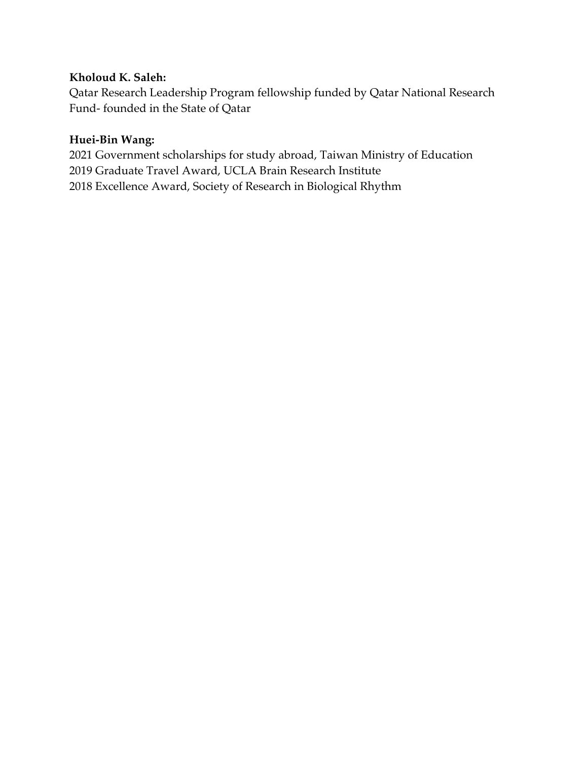**Kholoud K. Saleh:**
Qatar Research Leadership Program fellowship funded by Qatar National Research Fund- founded in the State of Qatar

**Huei-Bin Wang:**
2021 Government scholarships for study abroad, Taiwan Ministry of Education
2019 Graduate Travel Award, UCLA Brain Research Institute
2018 Excellence Award, Society of Research in Biological Rhythm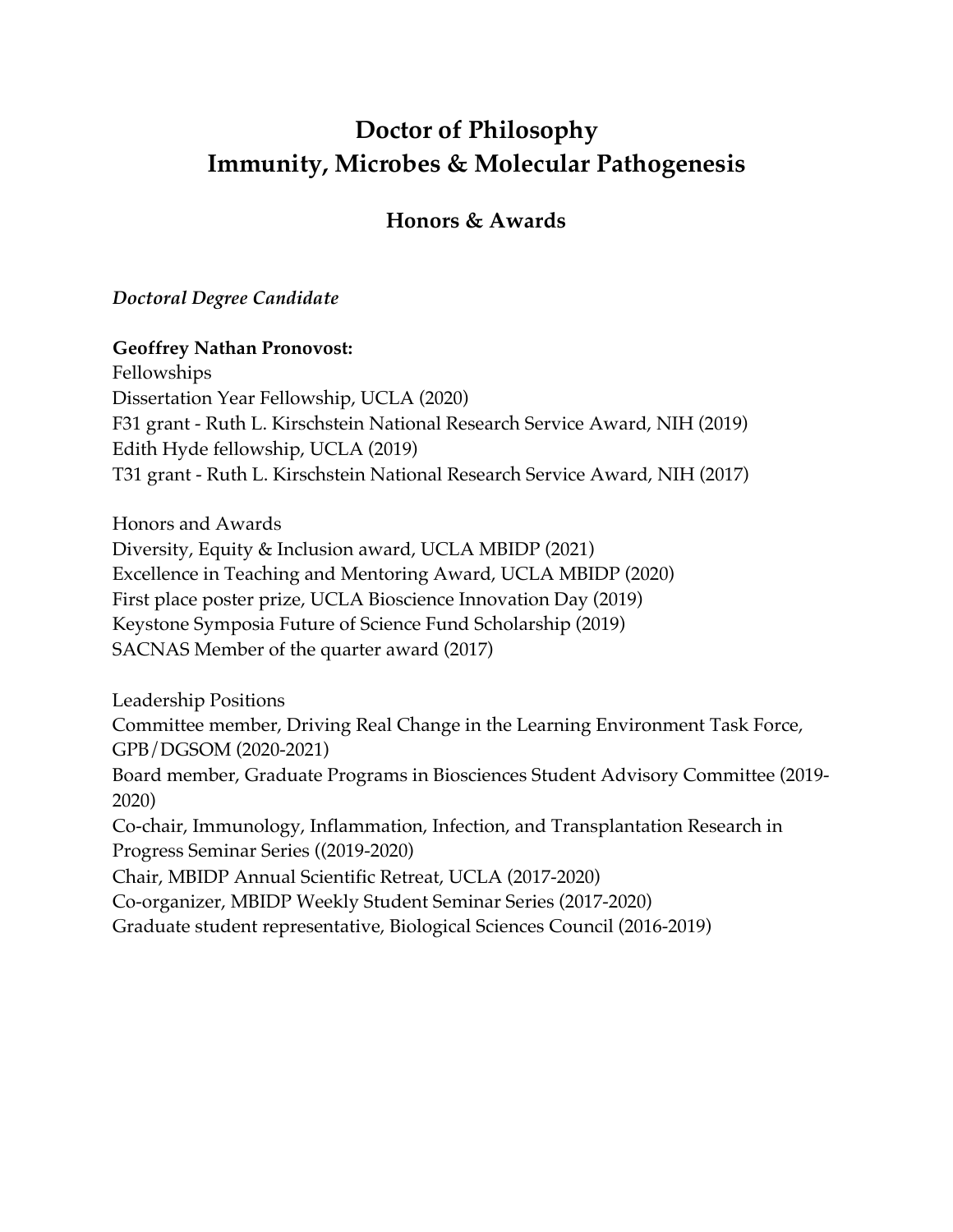# Doctor of Philosophy
# Immunity, Microbes & Molecular Pathogenesis

## Honors & Awards

*Doctoral Degree Candidate*

**Geoffrey Nathan Pronovost:**
Fellowships
Dissertation Year Fellowship, UCLA (2020)
F31 grant - Ruth L. Kirschstein National Research Service Award, NIH (2019)
Edith Hyde fellowship, UCLA (2019)
T31 grant - Ruth L. Kirschstein National Research Service Award, NIH (2017)

Honors and Awards
Diversity, Equity & Inclusion award, UCLA MBIDP (2021)
Excellence in Teaching and Mentoring Award, UCLA MBIDP (2020)
First place poster prize, UCLA Bioscience Innovation Day (2019)
Keystone Symposia Future of Science Fund Scholarship (2019)
SACNAS Member of the quarter award (2017)

Leadership Positions
Committee member, Driving Real Change in the Learning Environment Task Force, GPB/DGSOM (2020-2021)
Board member, Graduate Programs in Biosciences Student Advisory Committee (2019-2020)
Co-chair, Immunology, Inflammation, Infection, and Transplantation Research in Progress Seminar Series ((2019-2020)
Chair, MBIDP Annual Scientific Retreat, UCLA (2017-2020)
Co-organizer, MBIDP Weekly Student Seminar Series (2017-2020)
Graduate student representative, Biological Sciences Council (2016-2019)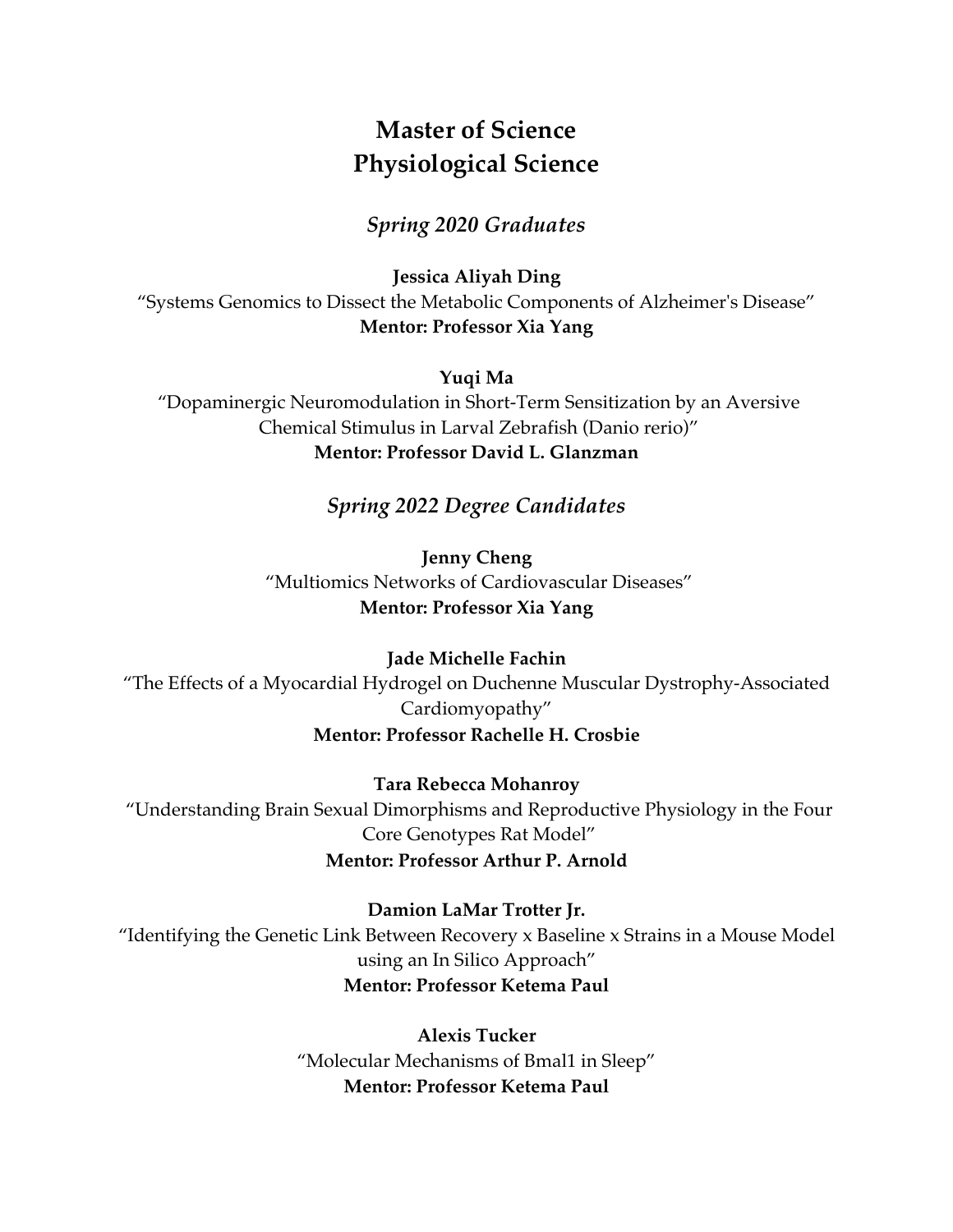# Master of Science
# Physiological Science

## *Spring 2020 Graduates*

**Jessica Aliyah Ding**
"Systems Genomics to Dissect the Metabolic Components of Alzheimer's Disease"
**Mentor: Professor Xia Yang**

**Yuqi Ma**
"Dopaminergic Neuromodulation in Short-Term Sensitization by an Aversive Chemical Stimulus in Larval Zebrafish (Danio rerio)"
**Mentor: Professor David L. Glanzman**

## *Spring 2022 Degree Candidates*

**Jenny Cheng**
"Multiomics Networks of Cardiovascular Diseases"
**Mentor: Professor Xia Yang**

**Jade Michelle Fachin**
"The Effects of a Myocardial Hydrogel on Duchenne Muscular Dystrophy-Associated Cardiomyopathy"
**Mentor: Professor Rachelle H. Crosbie**

**Tara Rebecca Mohanroy**
"Understanding Brain Sexual Dimorphisms and Reproductive Physiology in the Four Core Genotypes Rat Model"
**Mentor: Professor Arthur P. Arnold**

**Damion LaMar Trotter Jr.**
"Identifying the Genetic Link Between Recovery x Baseline x Strains in a Mouse Model using an In Silico Approach"
**Mentor: Professor Ketema Paul**

**Alexis Tucker**
"Molecular Mechanisms of Bmal1 in Sleep"
**Mentor: Professor Ketema Paul**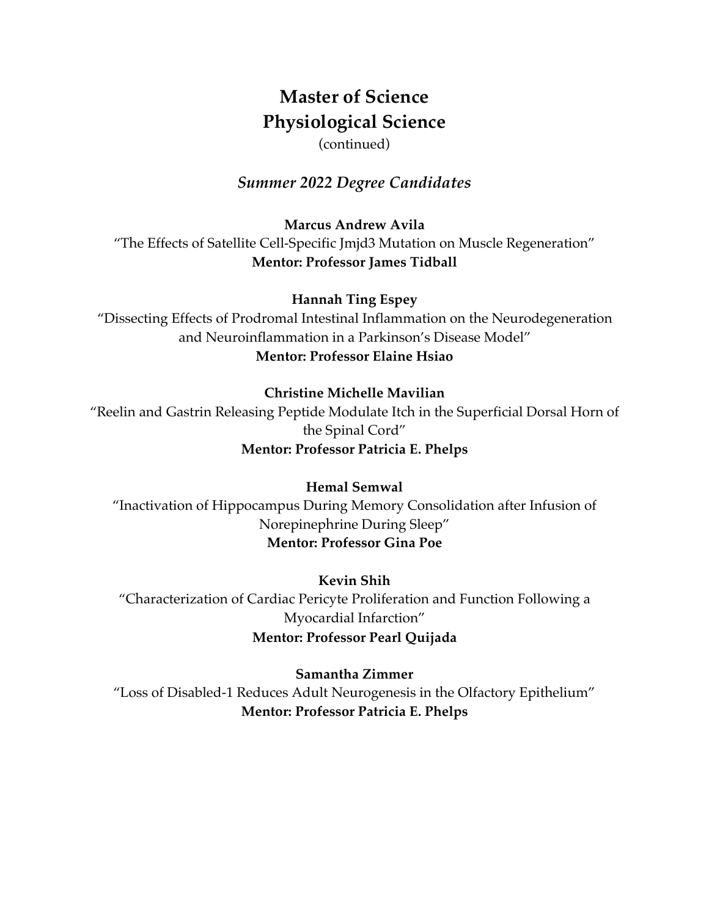# Master of Science
# Physiological Science

(continued)

## *Summer 2022 Degree Candidates*

**Marcus Andrew Avila**
"The Effects of Satellite Cell-Specific Jmjd3 Mutation on Muscle Regeneration"
**Mentor: Professor James Tidball**

**Hannah Ting Espey**
"Dissecting Effects of Prodromal Intestinal Inflammation on the Neurodegeneration and Neuroinflammation in a Parkinson's Disease Model"
**Mentor: Professor Elaine Hsiao**

**Christine Michelle Mavilian**
"Reelin and Gastrin Releasing Peptide Modulate Itch in the Superficial Dorsal Horn of the Spinal Cord"
**Mentor: Professor Patricia E. Phelps**

**Hemal Semwal**
"Inactivation of Hippocampus During Memory Consolidation after Infusion of Norepinephrine During Sleep"
**Mentor: Professor Gina Poe**

**Kevin Shih**
"Characterization of Cardiac Pericyte Proliferation and Function Following a Myocardial Infarction"
**Mentor: Professor Pearl Quijada**

**Samantha Zimmer**
"Loss of Disabled-1 Reduces Adult Neurogenesis in the Olfactory Epithelium"
**Mentor: Professor Patricia E. Phelps**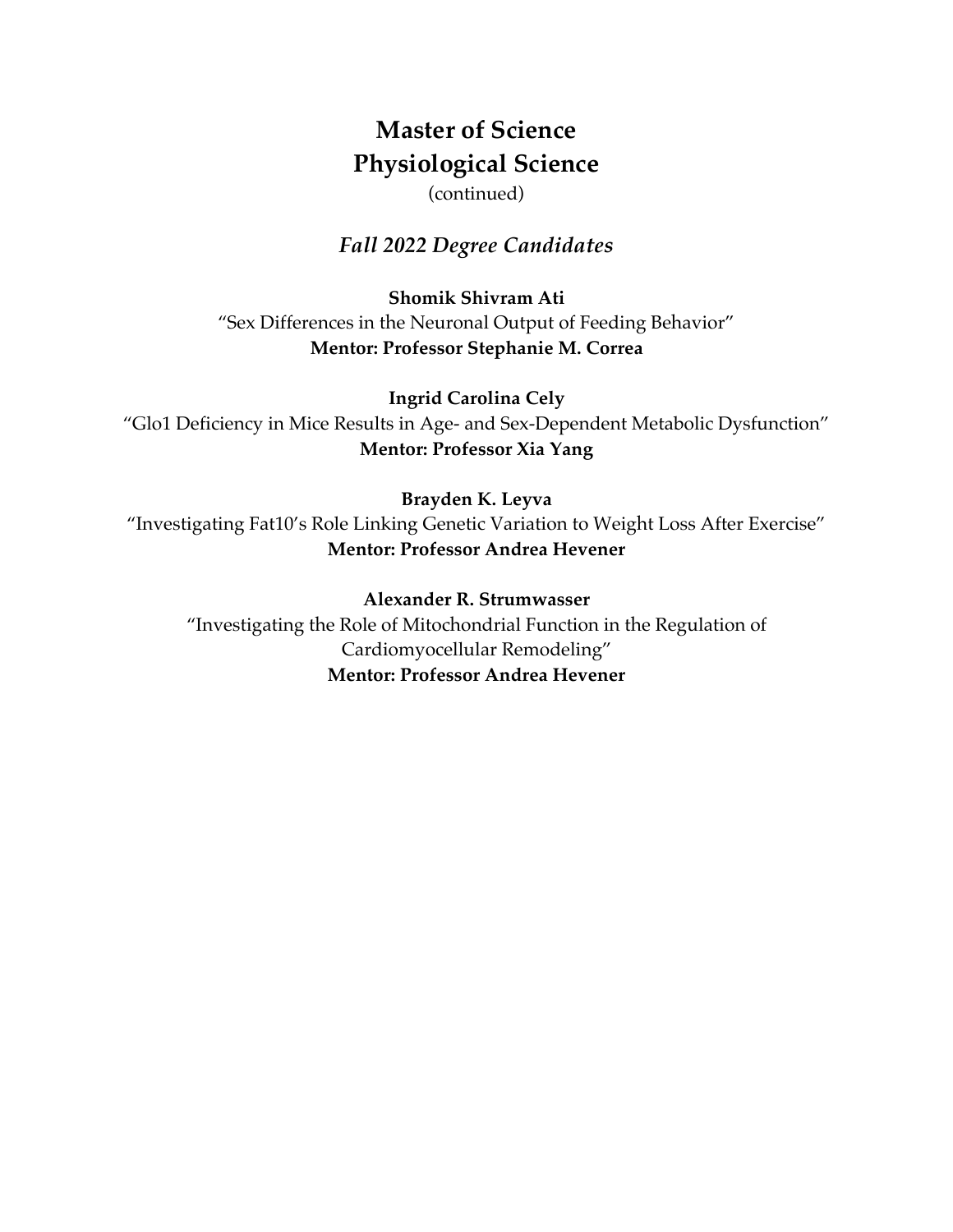# Master of Science
# Physiological Science

(continued)

## *Fall 2022 Degree Candidates*

**Shomik Shivram Ati**
"Sex Differences in the Neuronal Output of Feeding Behavior"
**Mentor: Professor Stephanie M. Correa**

**Ingrid Carolina Cely**
"Glo1 Deficiency in Mice Results in Age- and Sex-Dependent Metabolic Dysfunction"
**Mentor: Professor Xia Yang**

**Brayden K. Leyva**
"Investigating Fat10's Role Linking Genetic Variation to Weight Loss After Exercise"
**Mentor: Professor Andrea Hevener**

**Alexander R. Strumwasser**
"Investigating the Role of Mitochondrial Function in the Regulation of Cardiomyocellular Remodeling"
**Mentor: Professor Andrea Hevener**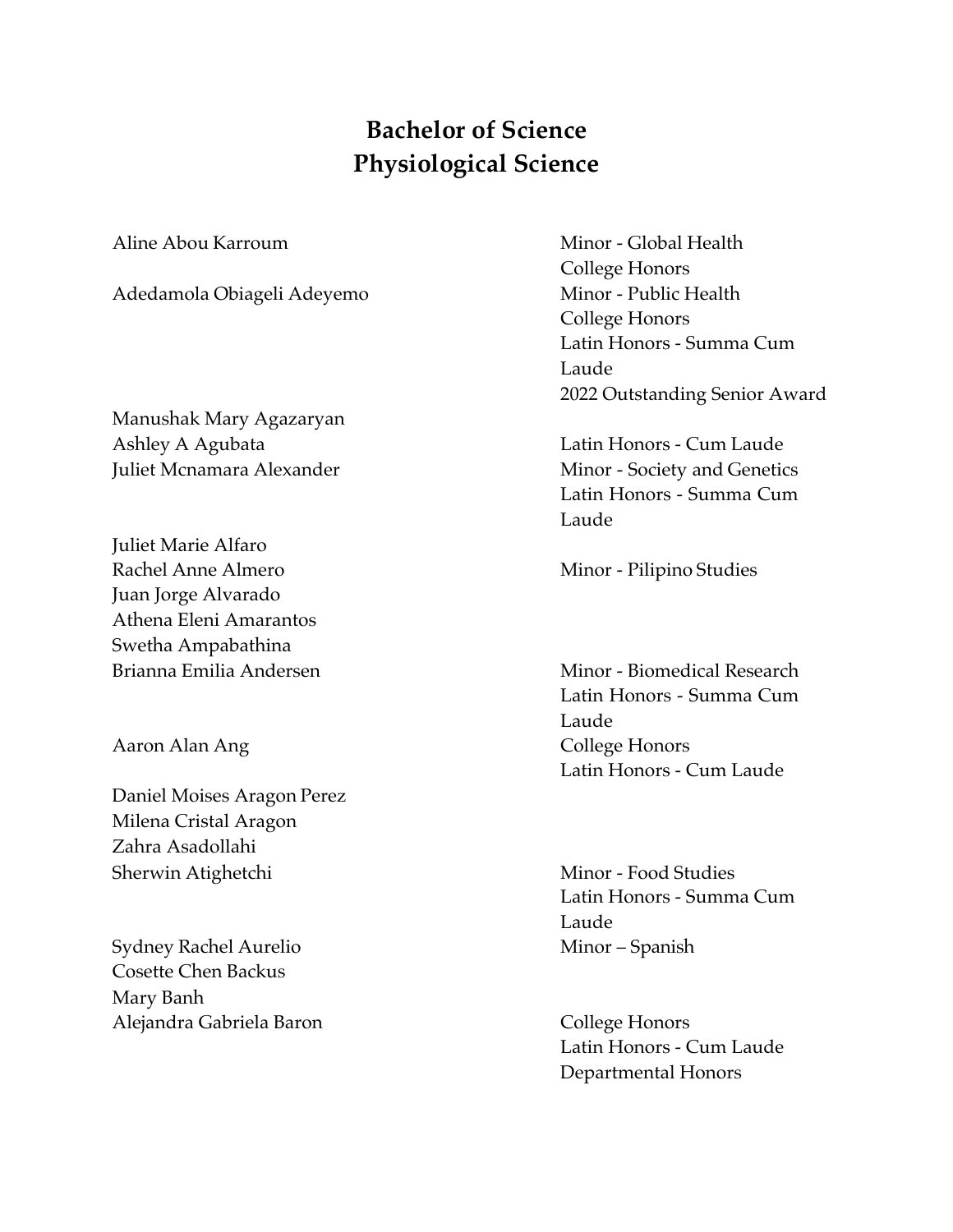# Bachelor of Science
# Physiological Science

| Name | Minors / Honors |
|---|---|
| Aline Abou Karroum | Minor - Global Health<br>College Honors |
| Adedamola Obiageli Adeyemo | Minor - Public Health<br>College Honors<br>Latin Honors - Summa Cum Laude<br>2022 Outstanding Senior Award |
| Manushak Mary Agazaryan | |
| Ashley A Agubata | Latin Honors - Cum Laude |
| Juliet Mcnamara Alexander | Minor - Society and Genetics<br>Latin Honors - Summa Cum Laude |
| Juliet Marie Alfaro | |
| Rachel Anne Almero | Minor - Pilipino Studies |
| Juan Jorge Alvarado | |
| Athena Eleni Amarantos | |
| Swetha Ampabathina | |
| Brianna Emilia Andersen | Minor - Biomedical Research<br>Latin Honors - Summa Cum Laude |
| Aaron Alan Ang | College Honors<br>Latin Honors - Cum Laude |
| Daniel Moises Aragon Perez | |
| Milena Cristal Aragon | |
| Zahra Asadollahi | |
| Sherwin Atighetchi | Minor - Food Studies<br>Latin Honors - Summa Cum Laude |
| Sydney Rachel Aurelio | Minor – Spanish |
| Cosette Chen Backus | |
| Mary Banh | |
| Alejandra Gabriela Baron | College Honors<br>Latin Honors - Cum Laude<br>Departmental Honors |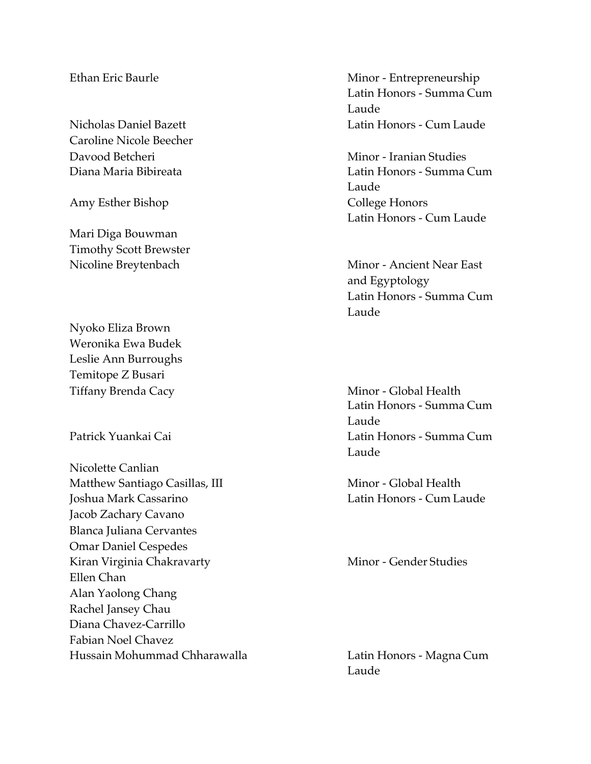| Name | Minor / Honors |
| --- | --- |
| Ethan Eric Baurle | Minor - Entrepreneurship<br>Latin Honors - Summa Cum Laude |
| Nicholas Daniel Bazett | Latin Honors - Cum Laude |
| Caroline Nicole Beecher | |
| Davood Betcheri | Minor - Iranian Studies |
| Diana Maria Bibireata | Latin Honors - Summa Cum Laude |
| Amy Esther Bishop | College Honors<br>Latin Honors - Cum Laude |
| Mari Diga Bouwman | |
| Timothy Scott Brewster | |
| Nicoline Breytenbach | Minor - Ancient Near East and Egyptology<br>Latin Honors - Summa Cum Laude |
| Nyoko Eliza Brown | |
| Weronika Ewa Budek | |
| Leslie Ann Burroughs | |
| Temitope Z Busari | |
| Tiffany Brenda Cacy | Minor - Global Health<br>Latin Honors - Summa Cum Laude |
| Patrick Yuankai Cai | Latin Honors - Summa Cum Laude |
| Nicolette Canlian | |
| Matthew Santiago Casillas, III | Minor - Global Health |
| Joshua Mark Cassarino | Latin Honors - Cum Laude |
| Jacob Zachary Cavano | |
| Blanca Juliana Cervantes | |
| Omar Daniel Cespedes | |
| Kiran Virginia Chakravarty | Minor - Gender Studies |
| Ellen Chan | |
| Alan Yaolong Chang | |
| Rachel Jansey Chau | |
| Diana Chavez-Carrillo | |
| Fabian Noel Chavez | |
| Hussain Mohummad Chharawalla | Latin Honors - Magna Cum Laude |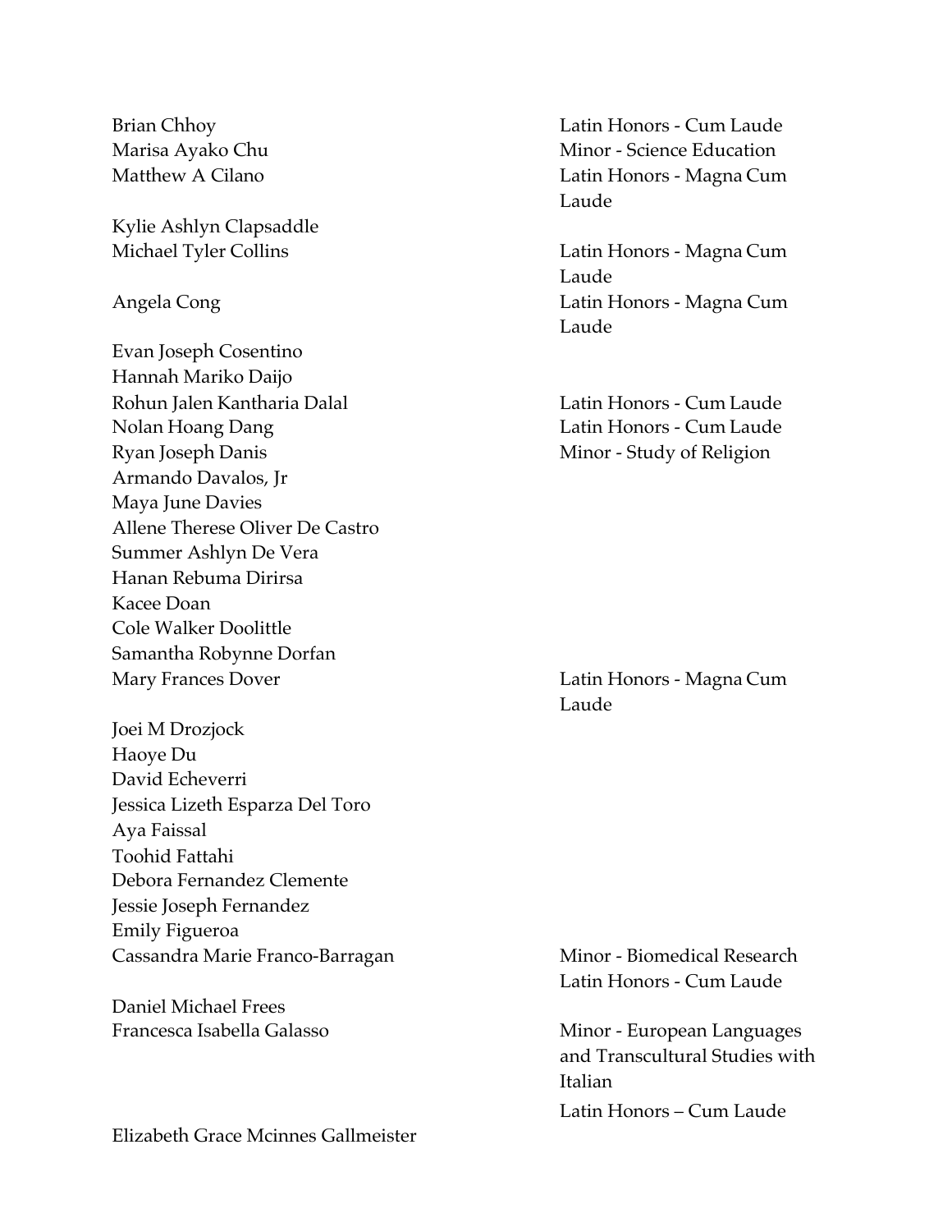| Name | Honors / Minor |
| --- | --- |
| Brian Chhoy | Latin Honors - Cum Laude |
| Marisa Ayako Chu | Minor - Science Education |
| Matthew A Cilano | Latin Honors - Magna Cum Laude |
| Kylie Ashlyn Clapsaddle | |
| Michael Tyler Collins | Latin Honors - Magna Cum Laude |
| Angela Cong | Latin Honors - Magna Cum Laude |
| Evan Joseph Cosentino | |
| Hannah Mariko Daijo | |
| Rohun Jalen Kantharia Dalal | Latin Honors - Cum Laude |
| Nolan Hoang Dang | Latin Honors - Cum Laude |
| Ryan Joseph Danis | Minor - Study of Religion |
| Armando Davalos, Jr | |
| Maya June Davies | |
| Allene Therese Oliver De Castro | |
| Summer Ashlyn De Vera | |
| Hanan Rebuma Dirirsa | |
| Kacee Doan | |
| Cole Walker Doolittle | |
| Samantha Robynne Dorfan | |
| Mary Frances Dover | Latin Honors - Magna Cum Laude |
| Joei M Drozjock | |
| Haoye Du | |
| David Echeverri | |
| Jessica Lizeth Esparza Del Toro | |
| Aya Faissal | |
| Toohid Fattahi | |
| Debora Fernandez Clemente | |
| Jessie Joseph Fernandez | |
| Emily Figueroa | |
| Cassandra Marie Franco-Barragan | Minor - Biomedical Research<br>Latin Honors - Cum Laude |
| Daniel Michael Frees | |
| Francesca Isabella Galasso | Minor - European Languages and Transcultural Studies with Italian<br>Latin Honors – Cum Laude |
| Elizabeth Grace Mcinnes Gallmeister | |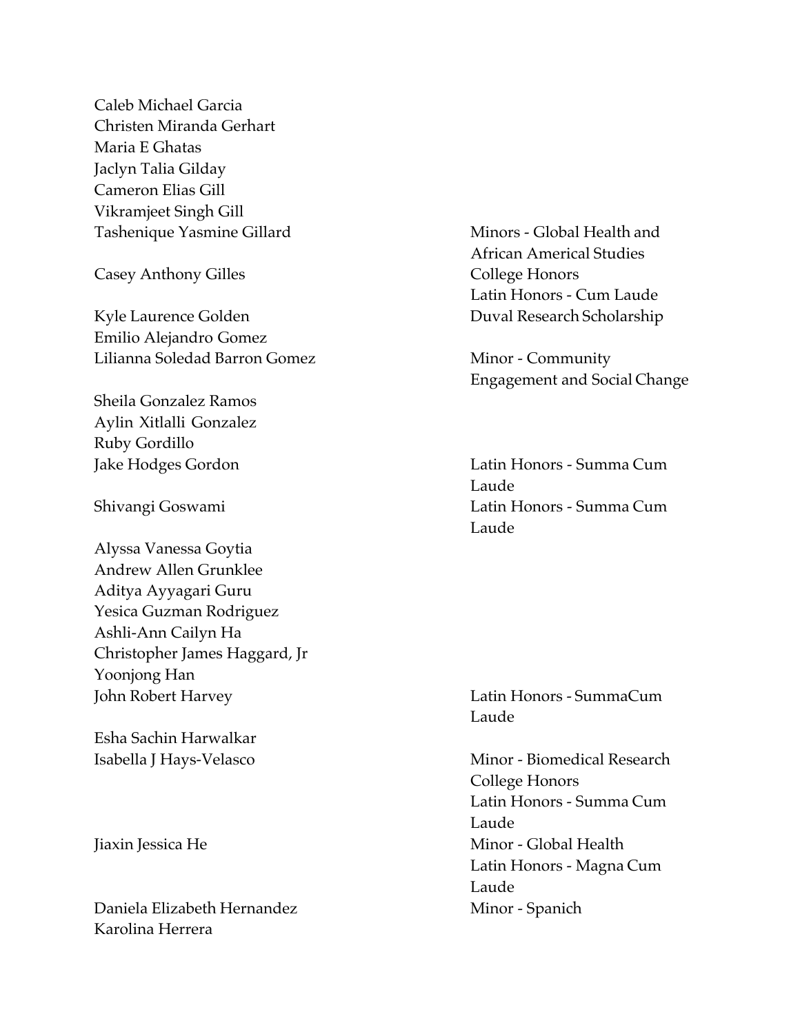Caleb Michael Garcia
Christen Miranda Gerhart
Maria E Ghatas
Jaclyn Talia Gilday
Cameron Elias Gill
Vikramjeet Singh Gill

| | |
|---|---|
| Tashenique Yasmine Gillard | Minors - Global Health and African Americal Studies |
| Casey Anthony Gilles | College Honors<br>Latin Honors - Cum Laude |
| Kyle Laurence Golden | Duval Research Scholarship |
| Emilio Alejandro Gomez | |
| Lilianna Soledad Barron Gomez | Minor - Community Engagement and Social Change |
| Sheila Gonzalez Ramos | |
| Aylin Xitlalli Gonzalez | |
| Ruby Gordillo | |
| Jake Hodges Gordon | Latin Honors - Summa Cum Laude |
| Shivangi Goswami | Latin Honors - Summa Cum Laude |
| Alyssa Vanessa Goytia | |
| Andrew Allen Grunklee | |
| Aditya Ayyagari Guru | |
| Yesica Guzman Rodriguez | |
| Ashli-Ann Cailyn Ha | |
| Christopher James Haggard, Jr | |
| Yoonjong Han | |
| John Robert Harvey | Latin Honors - SummaCum Laude |
| Esha Sachin Harwalkar | |
| Isabella J Hays-Velasco | Minor - Biomedical Research<br>College Honors<br>Latin Honors - Summa Cum Laude |
| Jiaxin Jessica He | Minor - Global Health<br>Latin Honors - Magna Cum Laude |
| Daniela Elizabeth Hernandez | Minor - Spanich |
| Karolina Herrera | |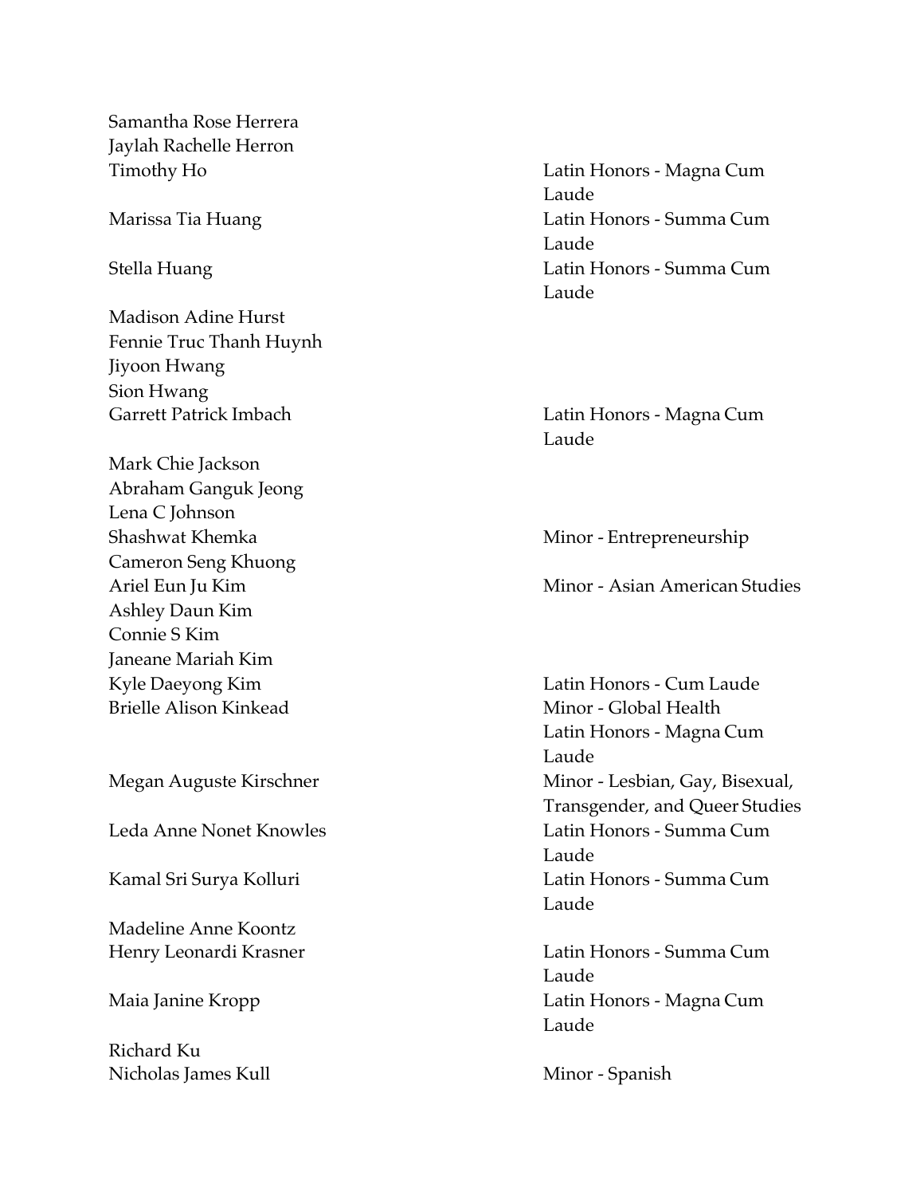| Name | Honors |
|---|---|
| Samantha Rose Herrera | |
| Jaylah Rachelle Herron | |
| Timothy Ho | Latin Honors - Magna Cum Laude |
| Marissa Tia Huang | Latin Honors - Summa Cum Laude |
| Stella Huang | Latin Honors - Summa Cum Laude |
| Madison Adine Hurst | |
| Fennie Truc Thanh Huynh | |
| Jiyoon Hwang | |
| Sion Hwang | |
| Garrett Patrick Imbach | Latin Honors - Magna Cum Laude |
| Mark Chie Jackson | |
| Abraham Ganguk Jeong | |
| Lena C Johnson | |
| Shashwat Khemka | Minor - Entrepreneurship |
| Cameron Seng Khuong | |
| Ariel Eun Ju Kim | Minor - Asian American Studies |
| Ashley Daun Kim | |
| Connie S Kim | |
| Janeane Mariah Kim | |
| Kyle Daeyong Kim | Latin Honors - Cum Laude |
| Brielle Alison Kinkead | Minor - Global Health<br>Latin Honors - Magna Cum Laude |
| Megan Auguste Kirschner | Minor - Lesbian, Gay, Bisexual, Transgender, and Queer Studies |
| Leda Anne Nonet Knowles | Latin Honors - Summa Cum Laude |
| Kamal Sri Surya Kolluri | Latin Honors - Summa Cum Laude |
| Madeline Anne Koontz | |
| Henry Leonardi Krasner | Latin Honors - Summa Cum Laude |
| Maia Janine Kropp | Latin Honors - Magna Cum Laude |
| Richard Ku | |
| Nicholas James Kull | Minor - Spanish |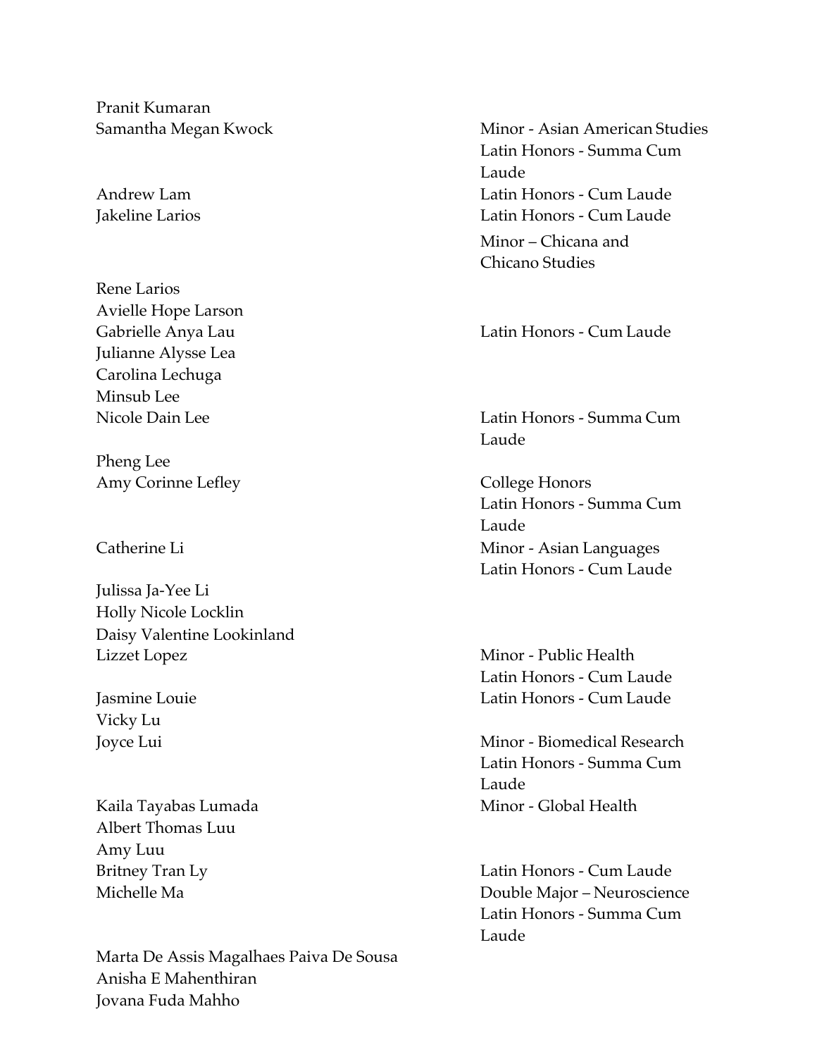| Name | Honors |
| --- | --- |
| Pranit Kumaran | |
| Samantha Megan Kwock | Minor - Asian American Studies<br>Latin Honors - Summa Cum Laude |
| Andrew Lam | Latin Honors - Cum Laude |
| Jakeline Larios | Latin Honors - Cum Laude<br>Minor – Chicana and Chicano Studies |
| Rene Larios | |
| Avielle Hope Larson | |
| Gabrielle Anya Lau | Latin Honors - Cum Laude |
| Julianne Alysse Lea | |
| Carolina Lechuga | |
| Minsub Lee | |
| Nicole Dain Lee | Latin Honors - Summa Cum Laude |
| Pheng Lee | |
| Amy Corinne Lefley | College Honors<br>Latin Honors - Summa Cum Laude |
| Catherine Li | Minor - Asian Languages<br>Latin Honors - Cum Laude |
| Julissa Ja-Yee Li | |
| Holly Nicole Locklin | |
| Daisy Valentine Lookinland | |
| Lizzet Lopez | Minor - Public Health<br>Latin Honors - Cum Laude |
| Jasmine Louie | Latin Honors - Cum Laude |
| Vicky Lu | |
| Joyce Lui | Minor - Biomedical Research<br>Latin Honors - Summa Cum Laude |
| Kaila Tayabas Lumada | Minor - Global Health |
| Albert Thomas Luu | |
| Amy Luu | |
| Britney Tran Ly | Latin Honors - Cum Laude |
| Michelle Ma | Double Major – Neuroscience<br>Latin Honors - Summa Cum Laude |
| Marta De Assis Magalhaes Paiva De Sousa | |
| Anisha E Mahenthiran | |
| Jovana Fuda Mahho | |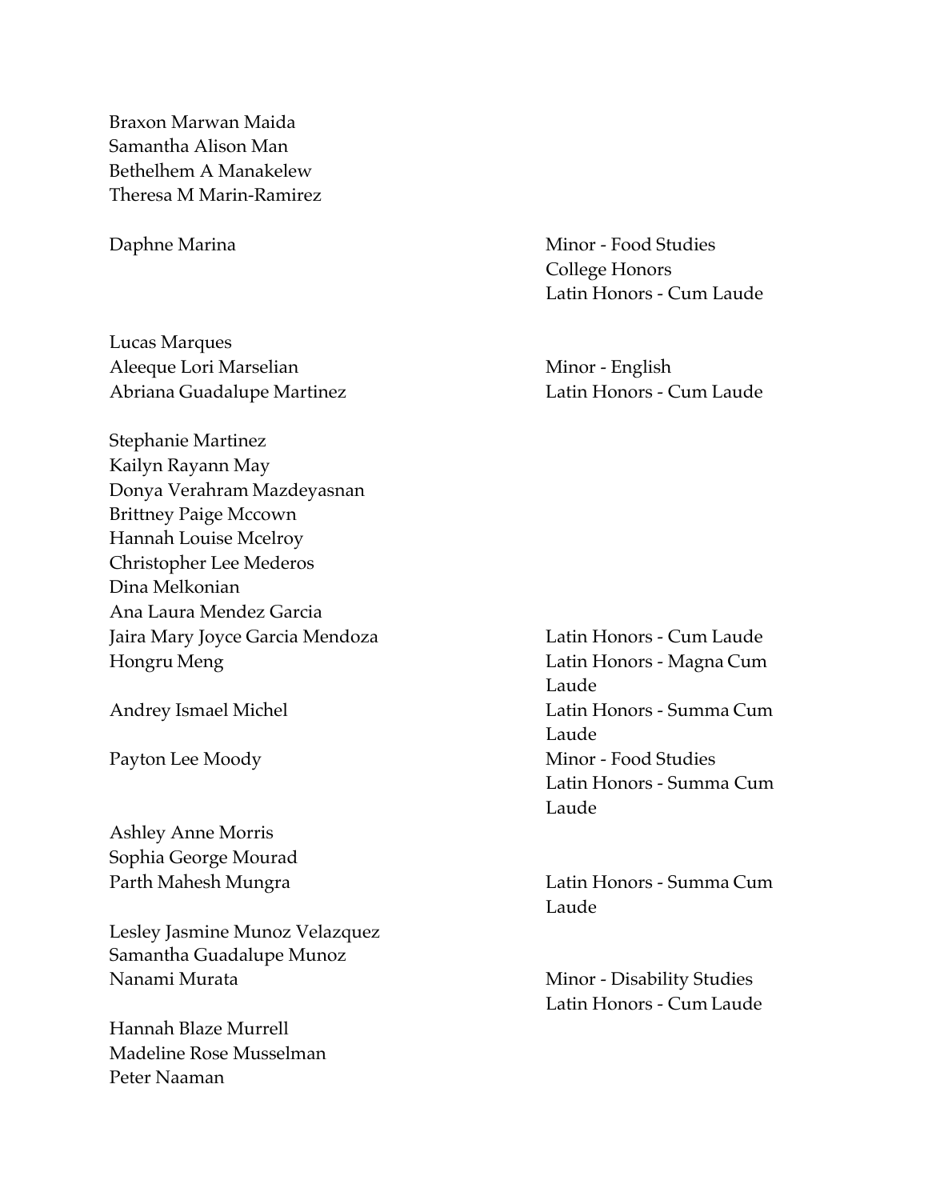| Name | Honors |
|---|---|
| Braxon Marwan Maida | |
| Samantha Alison Man | |
| Bethelhem A Manakelew | |
| Theresa M Marin-Ramirez | |
| Daphne Marina | Minor - Food Studies<br>College Honors<br>Latin Honors - Cum Laude |
| Lucas Marques | |
| Aleeque Lori Marselian | Minor - English |
| Abriana Guadalupe Martinez | Latin Honors - Cum Laude |
| Stephanie Martinez | |
| Kailyn Rayann May | |
| Donya Verahram Mazdeyasnan | |
| Brittney Paige Mccown | |
| Hannah Louise Mcelroy | |
| Christopher Lee Mederos | |
| Dina Melkonian | |
| Ana Laura Mendez Garcia | |
| Jaira Mary Joyce Garcia Mendoza | Latin Honors - Cum Laude |
| Hongru Meng | Latin Honors - Magna Cum Laude |
| Andrey Ismael Michel | Latin Honors - Summa Cum Laude |
| Payton Lee Moody | Minor - Food Studies<br>Latin Honors - Summa Cum Laude |
| Ashley Anne Morris | |
| Sophia George Mourad | |
| Parth Mahesh Mungra | Latin Honors - Summa Cum Laude |
| Lesley Jasmine Munoz Velazquez | |
| Samantha Guadalupe Munoz | |
| Nanami Murata | Minor - Disability Studies<br>Latin Honors - Cum Laude |
| Hannah Blaze Murrell | |
| Madeline Rose Musselman | |
| Peter Naaman | |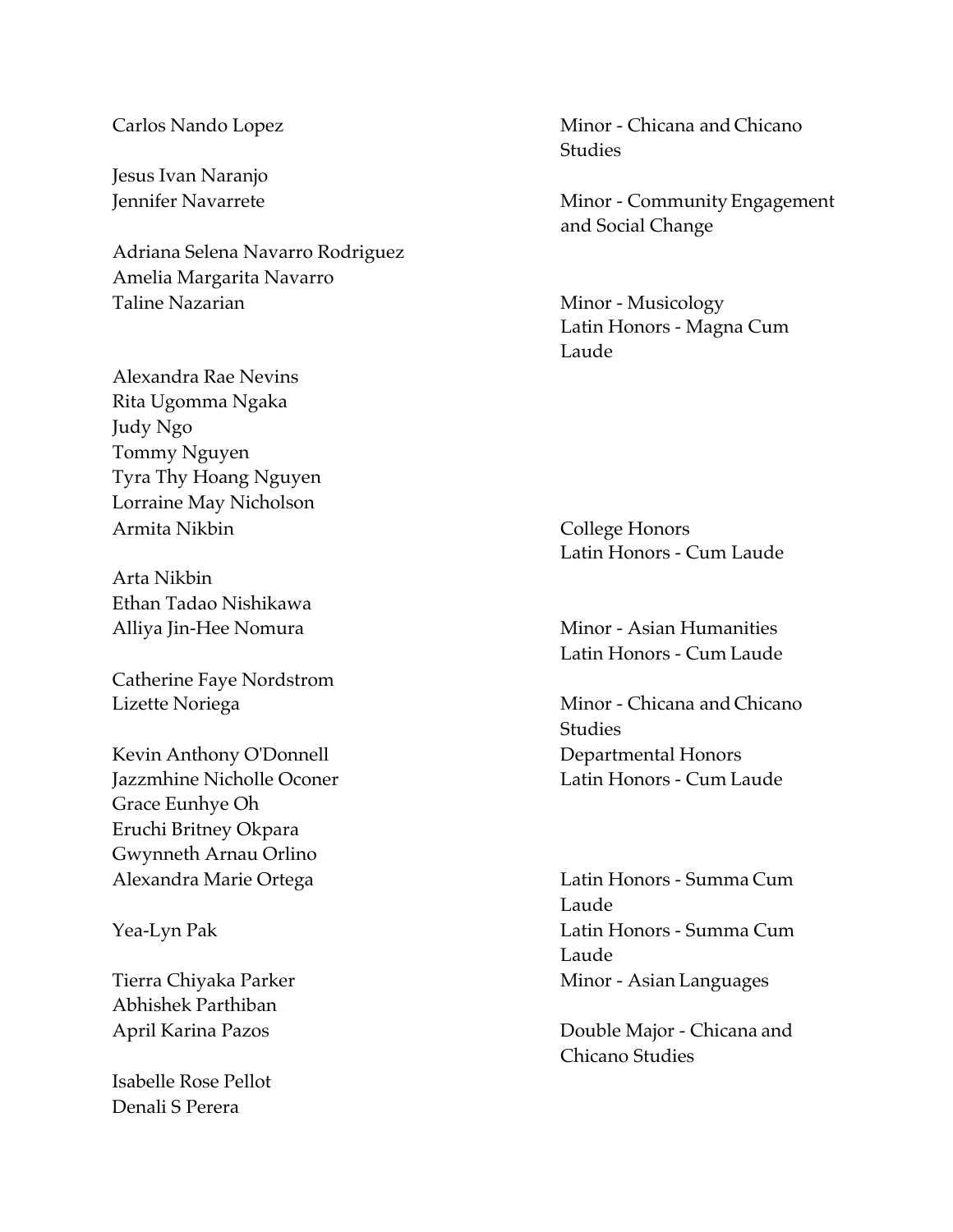| Name | Honors / Minors |
| --- | --- |
| Carlos Nando Lopez | Minor - Chicana and Chicano Studies |
| Jesus Ivan Naranjo | |
| Jennifer Navarrete | Minor - Community Engagement and Social Change |
| Adriana Selena Navarro Rodriguez | |
| Amelia Margarita Navarro | |
| Taline Nazarian | Minor - Musicology<br>Latin Honors - Magna Cum Laude |
| Alexandra Rae Nevins | |
| Rita Ugomma Ngaka | |
| Judy Ngo | |
| Tommy Nguyen | |
| Tyra Thy Hoang Nguyen | |
| Lorraine May Nicholson | |
| Armita Nikbin | College Honors<br>Latin Honors - Cum Laude |
| Arta Nikbin | |
| Ethan Tadao Nishikawa | |
| Alliya Jin-Hee Nomura | Minor - Asian Humanities<br>Latin Honors - Cum Laude |
| Catherine Faye Nordstrom | |
| Lizette Noriega | Minor - Chicana and Chicano Studies |
| Kevin Anthony O'Donnell | Departmental Honors |
| Jazzmhine Nicholle Oconer | Latin Honors - Cum Laude |
| Grace Eunhye Oh | |
| Eruchi Britney Okpara | |
| Gwynneth Arnau Orlino | |
| Alexandra Marie Ortega | Latin Honors - Summa Cum Laude |
| Yea-Lyn Pak | Latin Honors - Summa Cum Laude |
| Tierra Chiyaka Parker | Minor - Asian Languages |
| Abhishek Parthiban | |
| April Karina Pazos | Double Major - Chicana and Chicano Studies |
| Isabelle Rose Pellot | |
| Denali S Perera | |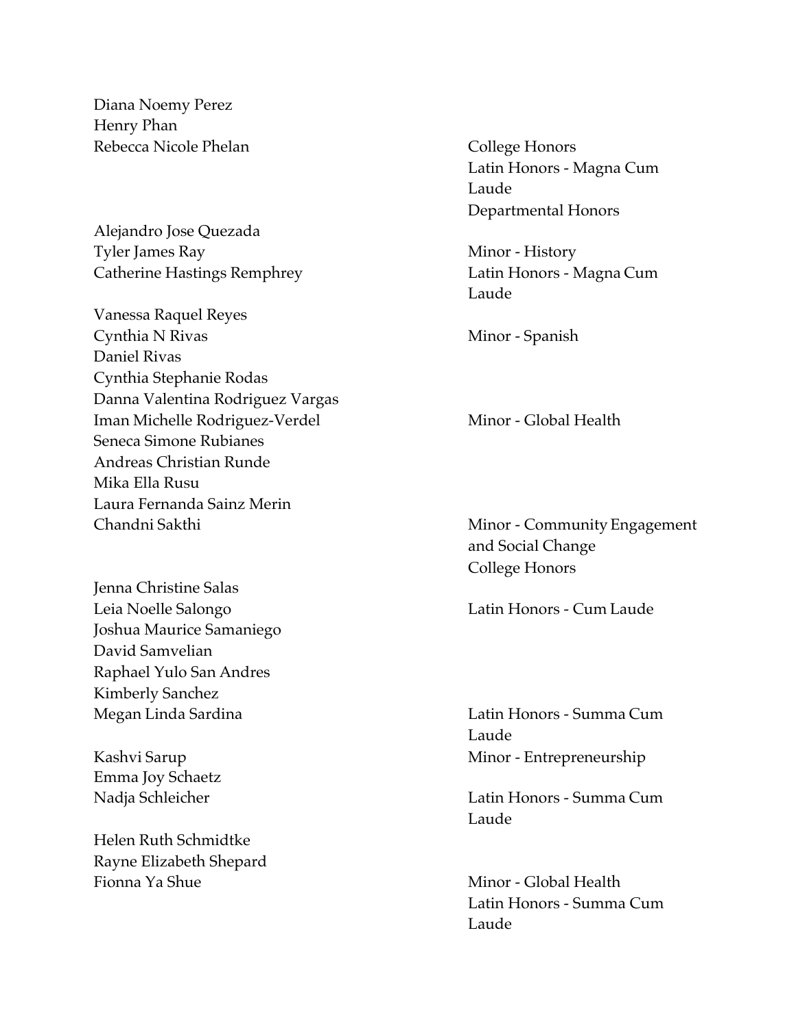| Name | Honors |
| --- | --- |
| Diana Noemy Perez | |
| Henry Phan | |
| Rebecca Nicole Phelan | College Honors<br>Latin Honors - Magna Cum Laude<br>Departmental Honors |
| Alejandro Jose Quezada | |
| Tyler James Ray | Minor - History |
| Catherine Hastings Remphrey | Latin Honors - Magna Cum Laude |
| Vanessa Raquel Reyes | |
| Cynthia N Rivas | Minor - Spanish |
| Daniel Rivas | |
| Cynthia Stephanie Rodas | |
| Danna Valentina Rodriguez Vargas | |
| Iman Michelle Rodriguez-Verdel | Minor - Global Health |
| Seneca Simone Rubianes | |
| Andreas Christian Runde | |
| Mika Ella Rusu | |
| Laura Fernanda Sainz Merin | |
| Chandni Sakthi | Minor - Community Engagement and Social Change<br>College Honors |
| Jenna Christine Salas | |
| Leia Noelle Salongo | Latin Honors - Cum Laude |
| Joshua Maurice Samaniego | |
| David Samvelian | |
| Raphael Yulo San Andres | |
| Kimberly Sanchez | |
| Megan Linda Sardina | Latin Honors - Summa Cum Laude |
| Kashvi Sarup | Minor - Entrepreneurship |
| Emma Joy Schaetz | |
| Nadja Schleicher | Latin Honors - Summa Cum Laude |
| Helen Ruth Schmidtke | |
| Rayne Elizabeth Shepard | |
| Fionna Ya Shue | Minor - Global Health<br>Latin Honors - Summa Cum Laude |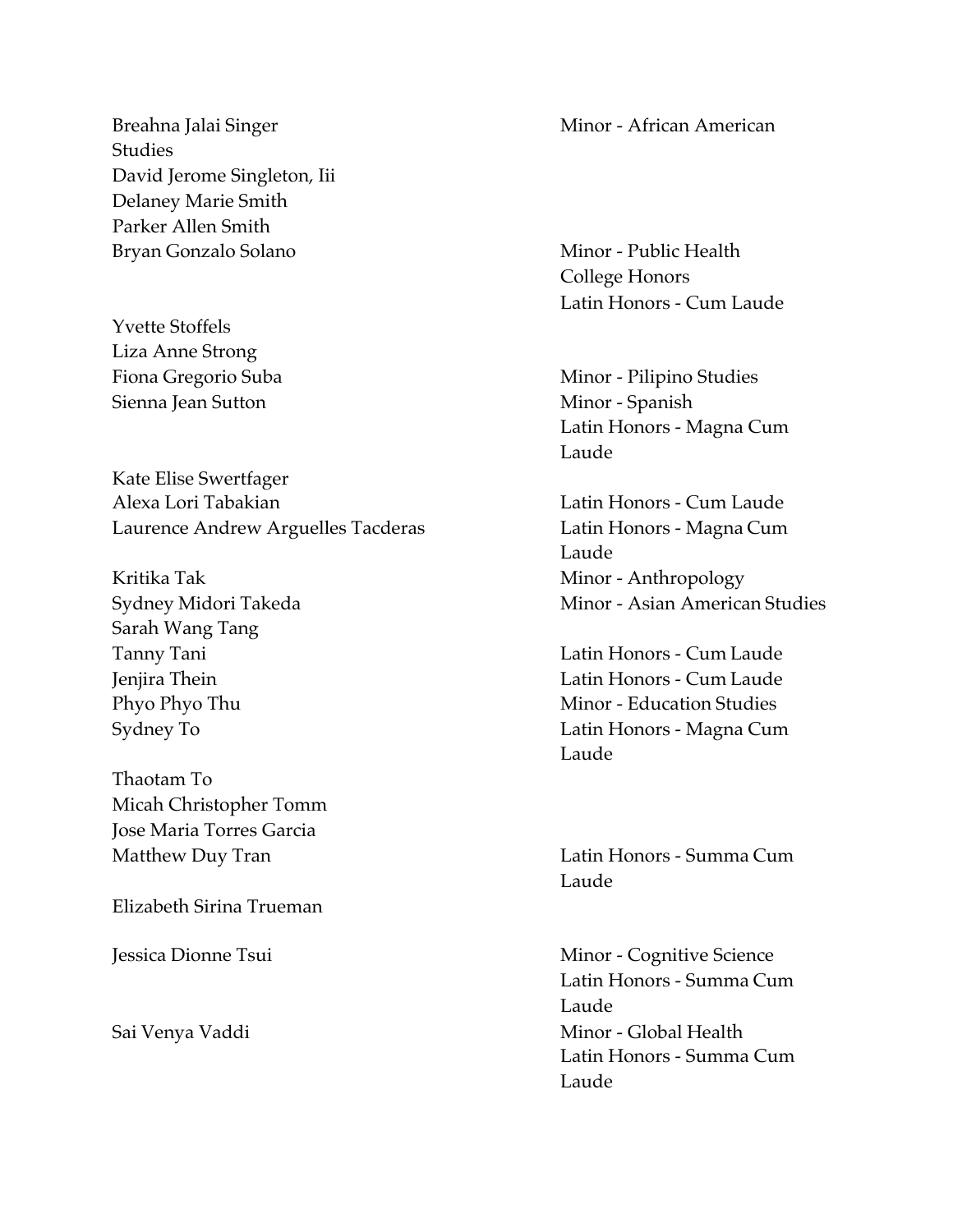| Name | Honors |
|---|---|
| Breahna Jalai Singer | Minor - African American Studies |
| David Jerome Singleton, Iii | |
| Delaney Marie Smith | |
| Parker Allen Smith | |
| Bryan Gonzalo Solano | Minor - Public Health<br>College Honors<br>Latin Honors - Cum Laude |
| Yvette Stoffels | |
| Liza Anne Strong | |
| Fiona Gregorio Suba | Minor - Pilipino Studies |
| Sienna Jean Sutton | Minor - Spanish<br>Latin Honors - Magna Cum Laude |
| Kate Elise Swertfager | |
| Alexa Lori Tabakian | Latin Honors - Cum Laude |
| Laurence Andrew Arguelles Tacderas | Latin Honors - Magna Cum Laude |
| Kritika Tak | Minor - Anthropology |
| Sydney Midori Takeda | Minor - Asian American Studies |
| Sarah Wang Tang | |
| Tanny Tani | Latin Honors - Cum Laude |
| Jenjira Thein | Latin Honors - Cum Laude |
| Phyo Phyo Thu | Minor - Education Studies |
| Sydney To | Latin Honors - Magna Cum Laude |
| Thaotam To | |
| Micah Christopher Tomm | |
| Jose Maria Torres Garcia | |
| Matthew Duy Tran | Latin Honors - Summa Cum Laude |
| Elizabeth Sirina Trueman | |
| Jessica Dionne Tsui | Minor - Cognitive Science<br>Latin Honors - Summa Cum Laude |
| Sai Venya Vaddi | Minor - Global Health<br>Latin Honors - Summa Cum Laude |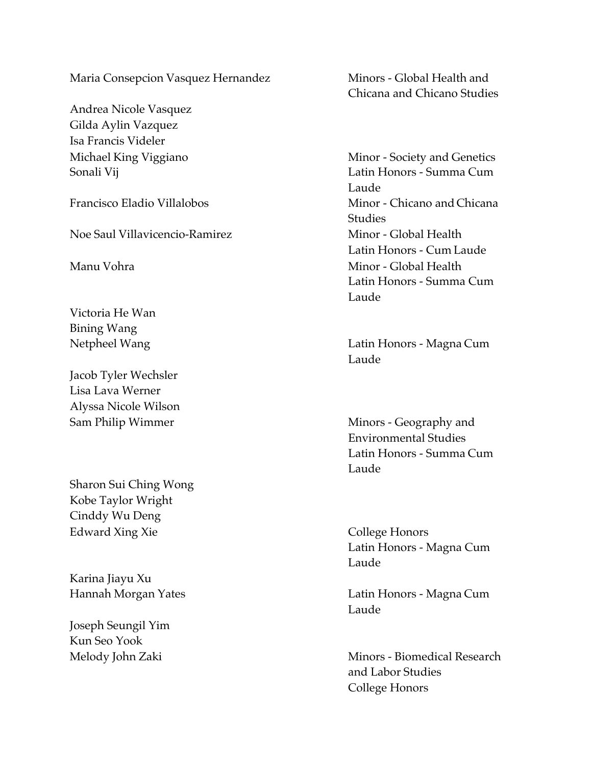| Name | Honors |
| --- | --- |
| Maria Consepcion Vasquez Hernandez | Minors - Global Health and Chicana and Chicano Studies |
| Andrea Nicole Vasquez | |
| Gilda Aylin Vazquez | |
| Isa Francis Videler | |
| Michael King Viggiano | Minor - Society and Genetics |
| Sonali Vij | Latin Honors - Summa Cum Laude |
| Francisco Eladio Villalobos | Minor - Chicano and Chicana Studies |
| Noe Saul Villavicencio-Ramirez | Minor - Global Health<br>Latin Honors - Cum Laude |
| Manu Vohra | Minor - Global Health<br>Latin Honors - Summa Cum Laude |
| Victoria He Wan | |
| Bining Wang | |
| Netpheel Wang | Latin Honors - Magna Cum Laude |
| Jacob Tyler Wechsler | |
| Lisa Lava Werner | |
| Alyssa Nicole Wilson | |
| Sam Philip Wimmer | Minors - Geography and Environmental Studies<br>Latin Honors - Summa Cum Laude |
| Sharon Sui Ching Wong | |
| Kobe Taylor Wright | |
| Cinddy Wu Deng | |
| Edward Xing Xie | College Honors<br>Latin Honors - Magna Cum Laude |
| Karina Jiayu Xu | |
| Hannah Morgan Yates | Latin Honors - Magna Cum Laude |
| Joseph Seungil Yim | |
| Kun Seo Yook | |
| Melody John Zaki | Minors - Biomedical Research and Labor Studies<br>College Honors |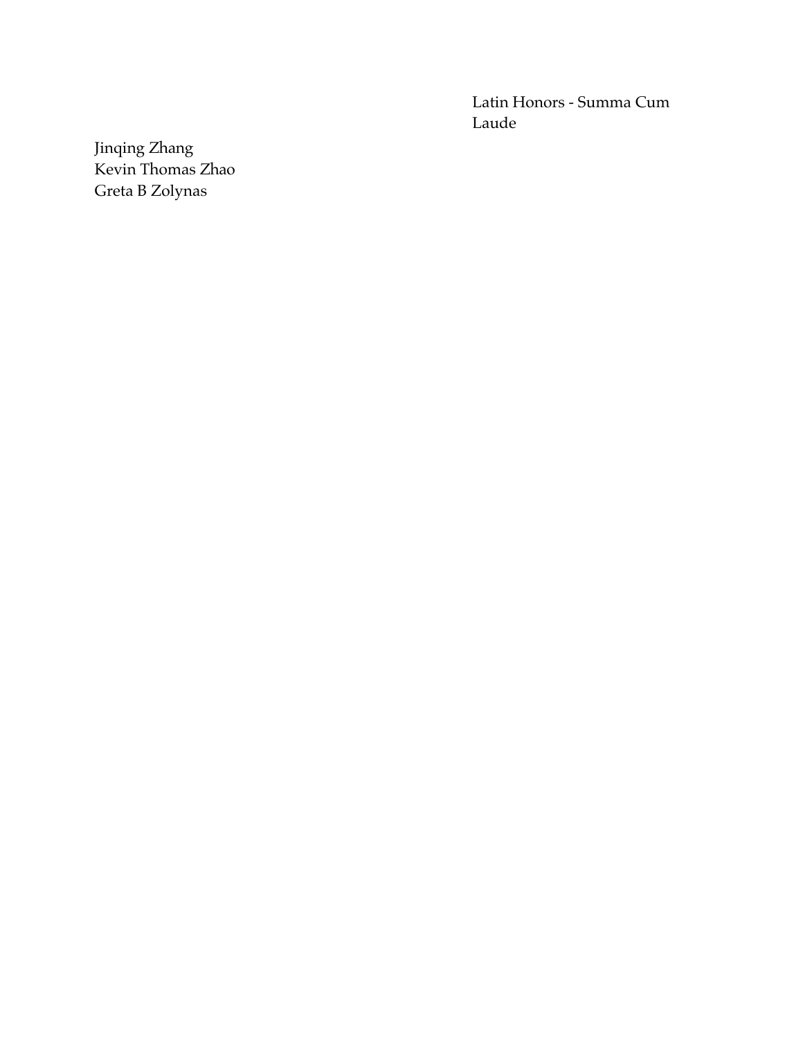Latin Honors - Summa Cum Laude

Jinqing Zhang
Kevin Thomas Zhao
Greta B Zolynas